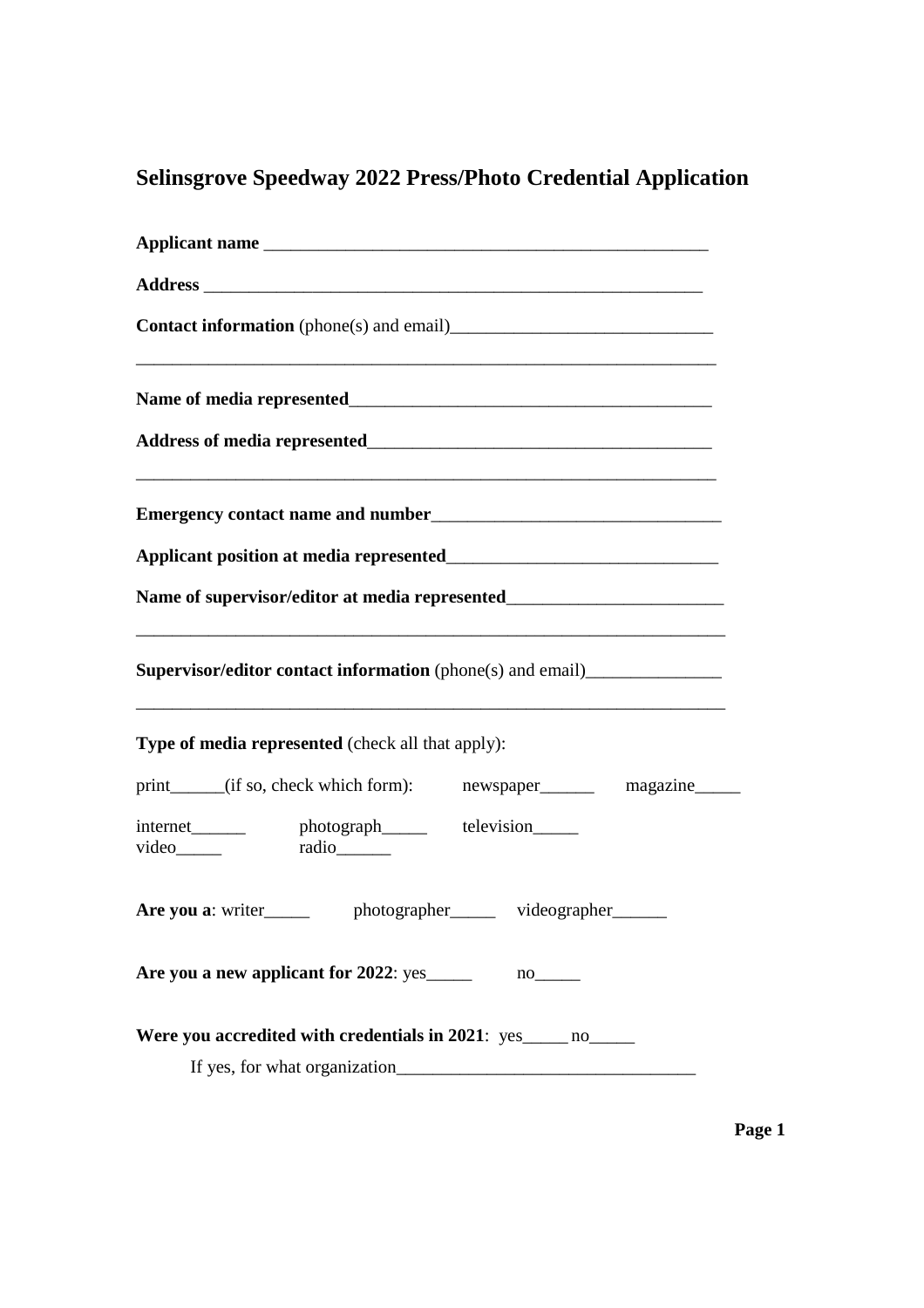# Selinsgrove Speedway 2022 Press/Photo Credential Application

**Applicant name** ___________________________________________________

**Address** __________________________________________________________

**Contact information** (phone(s) and email)_____________________________

___________________________________________________________________

**Name of media represented**________________________________________

**Address of media represented**______________________________________

___________________________________________________________________

**Emergency contact name and number**________________________________

**Applicant position at media represented**______________________________

**Name of supervisor/editor at media represented**________________________

____________________________________________________________________

**Supervisor/editor contact information** (phone(s) and email)_______________

____________________________________________________________________

**Type of media represented** (check all that apply):

print______(if so, check which form): newspaper______ magazine_____

internet______ photograph_____ television_____
video_____ radio______

**Are you a**: writer_____ photographer_____ videographer______

**Are you a new applicant for 2022**: yes_____ no_____

**Were you accredited with credentials in 2021**: yes_____ no_____

If yes, for what organization_________________________________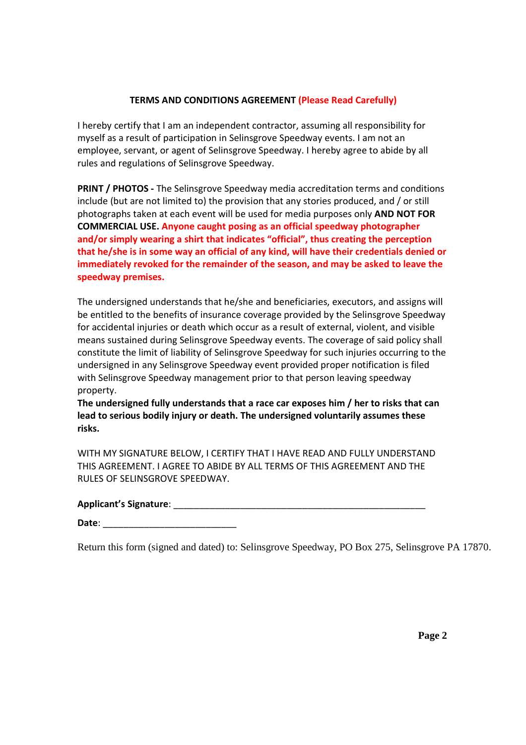## TERMS AND CONDITIONS AGREEMENT (Please Read Carefully)

I hereby certify that I am an independent contractor, assuming all responsibility for myself as a result of participation in Selinsgrove Speedway events. I am not an employee, servant, or agent of Selinsgrove Speedway. I hereby agree to abide by all rules and regulations of Selinsgrove Speedway.

**PRINT / PHOTOS -** The Selinsgrove Speedway media accreditation terms and conditions include (but are not limited to) the provision that any stories produced, and / or still photographs taken at each event will be used for media purposes only **AND NOT FOR COMMERCIAL USE.** **Anyone caught posing as an official speedway photographer and/or simply wearing a shirt that indicates "official", thus creating the perception that he/she is in some way an official of any kind, will have their credentials denied or immediately revoked for the remainder of the season, and may be asked to leave the speedway premises.**

The undersigned understands that he/she and beneficiaries, executors, and assigns will be entitled to the benefits of insurance coverage provided by the Selinsgrove Speedway for accidental injuries or death which occur as a result of external, violent, and visible means sustained during Selinsgrove Speedway events. The coverage of said policy shall constitute the limit of liability of Selinsgrove Speedway for such injuries occurring to the undersigned in any Selinsgrove Speedway event provided proper notification is filed with Selinsgrove Speedway management prior to that person leaving speedway property.

**The undersigned fully understands that a race car exposes him / her to risks that can lead to serious bodily injury or death. The undersigned voluntarily assumes these risks.**

WITH MY SIGNATURE BELOW, I CERTIFY THAT I HAVE READ AND FULLY UNDERSTAND THIS AGREEMENT. I AGREE TO ABIDE BY ALL TERMS OF THIS AGREEMENT AND THE RULES OF SELINSGROVE SPEEDWAY.

**Applicant's Signature**: ____________________________________________________

**Date**: ___________________________

Return this form (signed and dated) to: Selinsgrove Speedway, PO Box 275, Selinsgrove PA 17870.